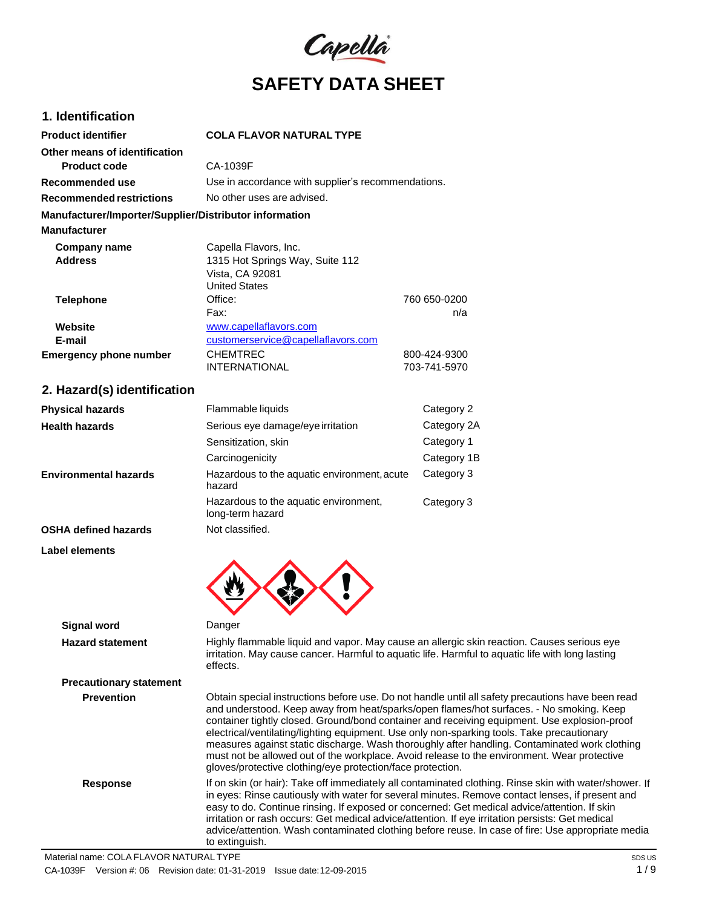# SAFETY DATA SHEET

## 1. Identification

| | | |
|---|---|---|
| **Product identifier** | **COLA FLAVOR NATURAL TYPE** | |
| **Other means of identification** | | |
| **Product code** | CA-1039F | |
| **Recommended use** | Use in accordance with supplier's recommendations. | |
| **Recommended restrictions** | No other uses are advised. | |

**Manufacturer/Importer/Supplier/Distributor information**

**Manufacturer**

| | | |
|---|---|---|
| **Company name** | Capella Flavors, Inc. | |
| **Address** | 1315 Hot Springs Way, Suite 112<br>Vista, CA 92081<br>United States | |
| **Telephone** | Office: | 760 650-0200 |
| | Fax: | n/a |
| **Website** | www.capellaflavors.com | |
| **E-mail** | customerservice@capellaflavors.com | |
| **Emergency phone number** | CHEMTREC | 800-424-9300 |
| | INTERNATIONAL | 703-741-5970 |

## 2. Hazard(s) identification

| | | |
|---|---|---|
| **Physical hazards** | Flammable liquids | Category 2 |
| **Health hazards** | Serious eye damage/eye irritation | Category 2A |
| | Sensitization, skin | Category 1 |
| | Carcinogenicity | Category 1B |
| **Environmental hazards** | Hazardous to the aquatic environment, acute hazard | Category 3 |
| | Hazardous to the aquatic environment, long-term hazard | Category 3 |
| **OSHA defined hazards** | Not classified. | |

**Label elements**

**Signal word** Danger

**Hazard statement** Highly flammable liquid and vapor. May cause an allergic skin reaction. Causes serious eye irritation. May cause cancer. Harmful to aquatic life. Harmful to aquatic life with long lasting effects.

**Precautionary statement**

**Prevention** Obtain special instructions before use. Do not handle until all safety precautions have been read and understood. Keep away from heat/sparks/open flames/hot surfaces. - No smoking. Keep container tightly closed. Ground/bond container and receiving equipment. Use explosion-proof electrical/ventilating/lighting equipment. Use only non-sparking tools. Take precautionary measures against static discharge. Wash thoroughly after handling. Contaminated work clothing must not be allowed out of the workplace. Avoid release to the environment. Wear protective gloves/protective clothing/eye protection/face protection.

**Response** If on skin (or hair): Take off immediately all contaminated clothing. Rinse skin with water/shower. If in eyes: Rinse cautiously with water for several minutes. Remove contact lenses, if present and easy to do. Continue rinsing. If exposed or concerned: Get medical advice/attention. If skin irritation or rash occurs: Get medical advice/attention. If eye irritation persists: Get medical advice/attention. Wash contaminated clothing before reuse. In case of fire: Use appropriate media to extinguish.

Material name: COLA FLAVOR NATURAL TYPE

CA-1039F Version #: 06 Revision date: 01-31-2019 Issue date: 12-09-2015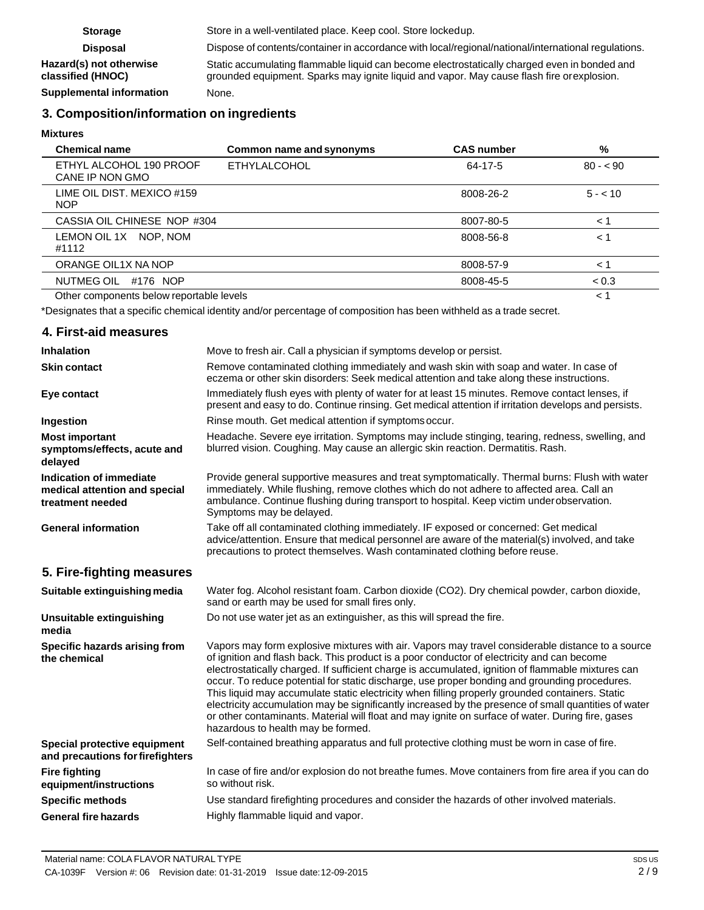| | |
|---|---|
| **Storage** | Store in a well-ventilated place. Keep cool. Store lockedup. |
| **Disposal** | Dispose of contents/container in accordance with local/regional/national/international regulations. |
| **Hazard(s) not otherwise classified (HNOC)** | Static accumulating flammable liquid can become electrostatically charged even in bonded and grounded equipment. Sparks may ignite liquid and vapor. May cause flash fire orexplosion. |
| **Supplemental information** | None. |

## 3. Composition/information on ingredients

**Mixtures**

| Chemical name | Common name and synonyms | CAS number | % |
|---|---|---|---|
| ETHYL ALCOHOL 190 PROOF CANE IP NON GMO | ETHYLALCOHOL | 64-17-5 | 80 - < 90 |
| LIME OIL DIST. MEXICO #159 NOP | | 8008-26-2 | 5 - < 10 |
| CASSIA OIL CHINESE NOP #304 | | 8007-80-5 | < 1 |
| LEMON OIL 1X NOP, NOM #1112 | | 8008-56-8 | < 1 |
| ORANGE OIL1X NA NOP | | 8008-57-9 | < 1 |
| NUTMEG OIL #176 NOP | | 8008-45-5 | < 0.3 |
| Other components below reportable levels | | | < 1 |

*Designates that a specific chemical identity and/or percentage of composition has been withheld as a trade secret.

## 4. First-aid measures

| | |
|---|---|
| **Inhalation** | Move to fresh air. Call a physician if symptoms develop or persist. |
| **Skin contact** | Remove contaminated clothing immediately and wash skin with soap and water. In case of eczema or other skin disorders: Seek medical attention and take along these instructions. |
| **Eye contact** | Immediately flush eyes with plenty of water for at least 15 minutes. Remove contact lenses, if present and easy to do. Continue rinsing. Get medical attention if irritation develops and persists. |
| **Ingestion** | Rinse mouth. Get medical attention if symptoms occur. |
| **Most important symptoms/effects, acute and delayed** | Headache. Severe eye irritation. Symptoms may include stinging, tearing, redness, swelling, and blurred vision. Coughing. May cause an allergic skin reaction. Dermatitis. Rash. |
| **Indication of immediate medical attention and special treatment needed** | Provide general supportive measures and treat symptomatically. Thermal burns: Flush with water immediately. While flushing, remove clothes which do not adhere to affected area. Call an ambulance. Continue flushing during transport to hospital. Keep victim underobservation. Symptoms may be delayed. |
| **General information** | Take off all contaminated clothing immediately. IF exposed or concerned: Get medical advice/attention. Ensure that medical personnel are aware of the material(s) involved, and take precautions to protect themselves. Wash contaminated clothing before reuse. |

## 5. Fire-fighting measures

| | |
|---|---|
| **Suitable extinguishing media** | Water fog. Alcohol resistant foam. Carbon dioxide ($CO_2$). Dry chemical powder, carbon dioxide, sand or earth may be used for small fires only. |
| **Unsuitable extinguishing media** | Do not use water jet as an extinguisher, as this will spread the fire. |
| **Specific hazards arising from the chemical** | Vapors may form explosive mixtures with air. Vapors may travel considerable distance to a source of ignition and flash back. This product is a poor conductor of electricity and can become electrostatically charged. If sufficient charge is accumulated, ignition of flammable mixtures can occur. To reduce potential for static discharge, use proper bonding and grounding procedures. This liquid may accumulate static electricity when filling properly grounded containers. Static electricity accumulation may be significantly increased by the presence of small quantities of water or other contaminants. Material will float and may ignite on surface of water. During fire, gases hazardous to health may be formed. |
| **Special protective equipment and precautions for firefighters** | Self-contained breathing apparatus and full protective clothing must be worn in case of fire. |
| **Fire fighting equipment/instructions** | In case of fire and/or explosion do not breathe fumes. Move containers from fire area if you can do so without risk. |
| **Specific methods** | Use standard firefighting procedures and consider the hazards of other involved materials. |
| **General fire hazards** | Highly flammable liquid and vapor. |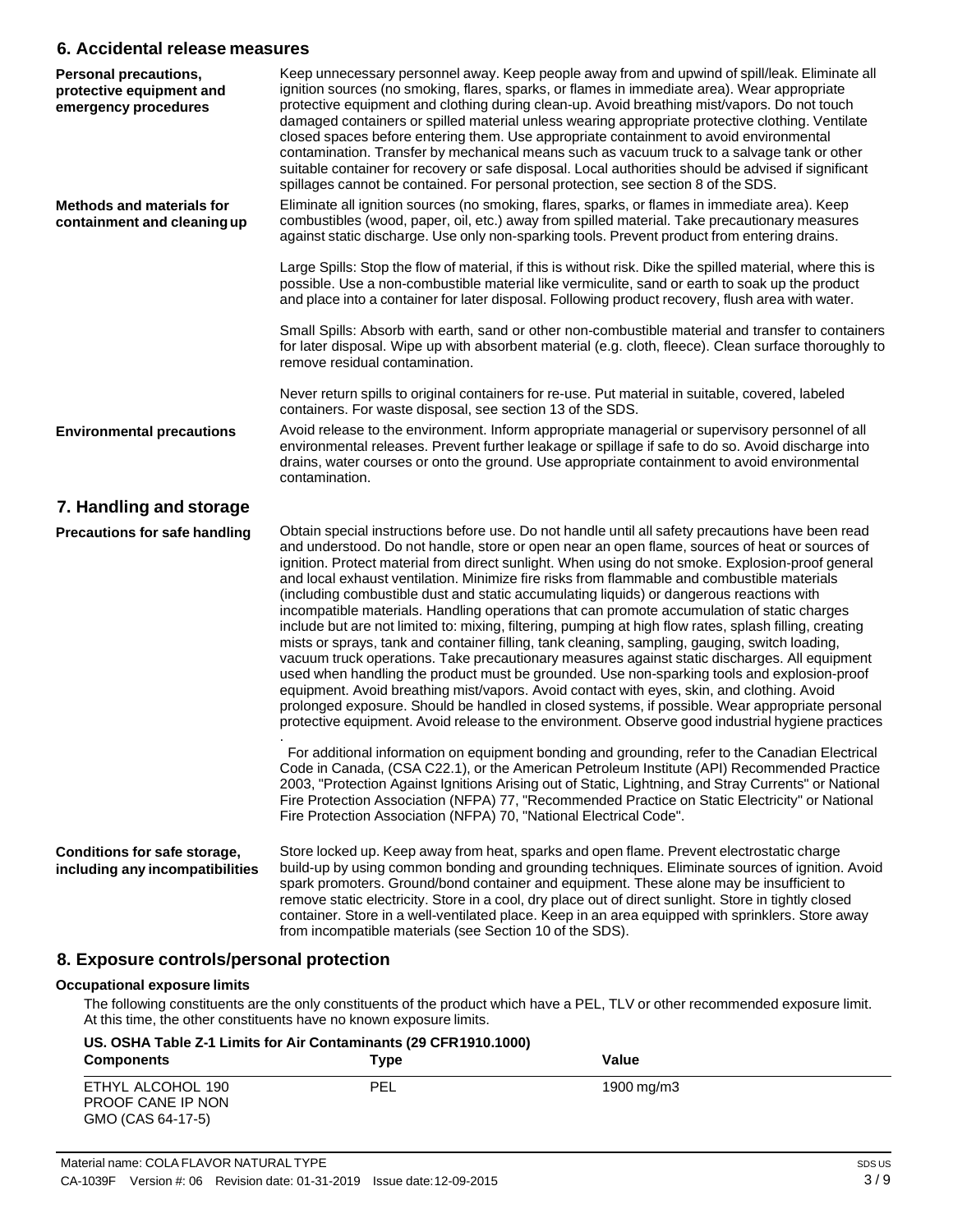## 6. Accidental release measures

**Personal precautions, protective equipment and emergency procedures**

Keep unnecessary personnel away. Keep people away from and upwind of spill/leak. Eliminate all ignition sources (no smoking, flares, sparks, or flames in immediate area). Wear appropriate protective equipment and clothing during clean-up. Avoid breathing mist/vapors. Do not touch damaged containers or spilled material unless wearing appropriate protective clothing. Ventilate closed spaces before entering them. Use appropriate containment to avoid environmental contamination. Transfer by mechanical means such as vacuum truck to a salvage tank or other suitable container for recovery or safe disposal. Local authorities should be advised if significant spillages cannot be contained. For personal protection, see section 8 of the SDS.

**Methods and materials for containment and cleaning up**

Eliminate all ignition sources (no smoking, flares, sparks, or flames in immediate area). Keep combustibles (wood, paper, oil, etc.) away from spilled material. Take precautionary measures against static discharge. Use only non-sparking tools. Prevent product from entering drains.

Large Spills: Stop the flow of material, if this is without risk. Dike the spilled material, where this is possible. Use a non-combustible material like vermiculite, sand or earth to soak up the product and place into a container for later disposal. Following product recovery, flush area with water.

Small Spills: Absorb with earth, sand or other non-combustible material and transfer to containers for later disposal. Wipe up with absorbent material (e.g. cloth, fleece). Clean surface thoroughly to remove residual contamination.

Never return spills to original containers for re-use. Put material in suitable, covered, labeled containers. For waste disposal, see section 13 of the SDS.

**Environmental precautions**

Avoid release to the environment. Inform appropriate managerial or supervisory personnel of all environmental releases. Prevent further leakage or spillage if safe to do so. Avoid discharge into drains, water courses or onto the ground. Use appropriate containment to avoid environmental contamination.

## 7. Handling and storage

**Precautions for safe handling**

Obtain special instructions before use. Do not handle until all safety precautions have been read and understood. Do not handle, store or open near an open flame, sources of heat or sources of ignition. Protect material from direct sunlight. When using do not smoke. Explosion-proof general and local exhaust ventilation. Minimize fire risks from flammable and combustible materials (including combustible dust and static accumulating liquids) or dangerous reactions with incompatible materials. Handling operations that can promote accumulation of static charges include but are not limited to: mixing, filtering, pumping at high flow rates, splash filling, creating mists or sprays, tank and container filling, tank cleaning, sampling, gauging, switch loading, vacuum truck operations. Take precautionary measures against static discharges. All equipment used when handling the product must be grounded. Use non-sparking tools and explosion-proof equipment. Avoid breathing mist/vapors. Avoid contact with eyes, skin, and clothing. Avoid prolonged exposure. Should be handled in closed systems, if possible. Wear appropriate personal protective equipment. Avoid release to the environment. Observe good industrial hygiene practices .

For additional information on equipment bonding and grounding, refer to the Canadian Electrical Code in Canada, (CSA C22.1), or the American Petroleum Institute (API) Recommended Practice 2003, "Protection Against Ignitions Arising out of Static, Lightning, and Stray Currents" or National Fire Protection Association (NFPA) 77, "Recommended Practice on Static Electricity" or National Fire Protection Association (NFPA) 70, "National Electrical Code".

**Conditions for safe storage, including any incompatibilities**

Store locked up. Keep away from heat, sparks and open flame. Prevent electrostatic charge build-up by using common bonding and grounding techniques. Eliminate sources of ignition. Avoid spark promoters. Ground/bond container and equipment. These alone may be insufficient to remove static electricity. Store in a cool, dry place out of direct sunlight. Store in tightly closed container. Store in a well-ventilated place. Keep in an area equipped with sprinklers. Store away from incompatible materials (see Section 10 of the SDS).

## 8. Exposure controls/personal protection

### Occupational exposure limits

The following constituents are the only constituents of the product which have a PEL, TLV or other recommended exposure limit. At this time, the other constituents have no known exposure limits.

**US. OSHA Table Z-1 Limits for Air Contaminants (29 CFR1910.1000)**

| Components | Type | Value |
| --- | --- | --- |
| ETHYL ALCOHOL 190 PROOF CANE IP NON GMO (CAS 64-17-5) | PEL | 1900 mg/m3 |

Material name: COLA FLAVOR NATURAL TYPE

CA-1039F Version #: 06 Revision date: 01-31-2019 Issue date: 12-09-2015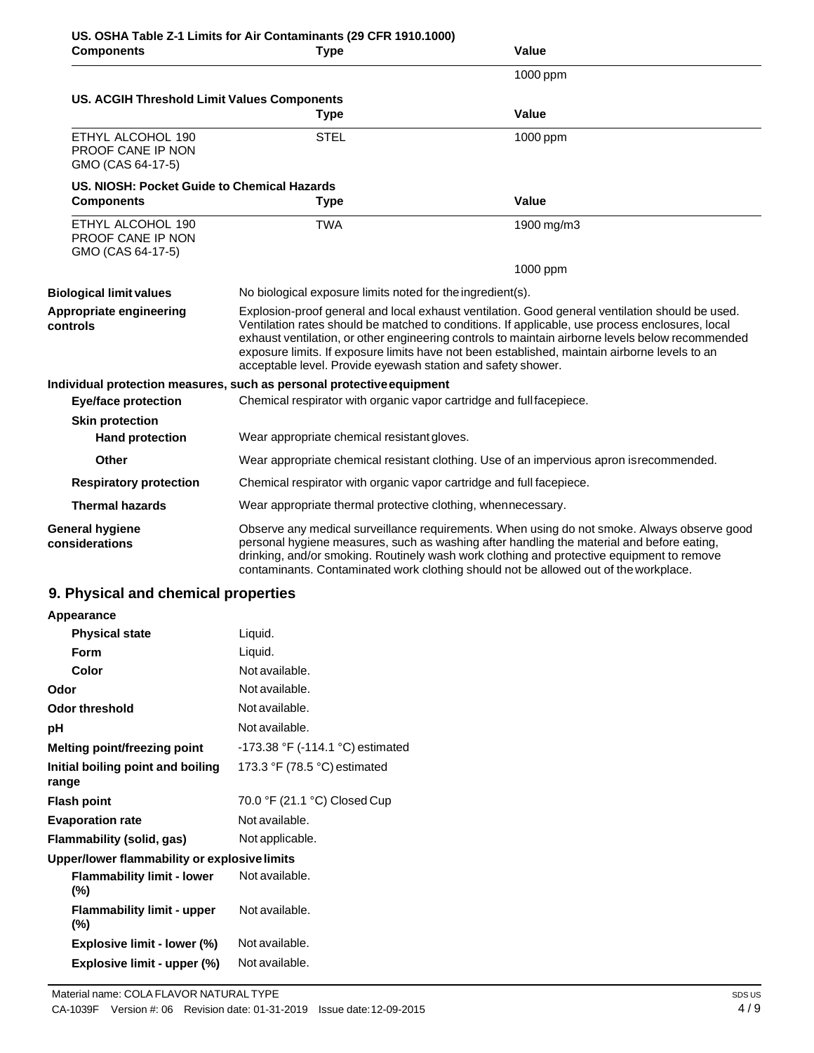**US. OSHA Table Z-1 Limits for Air Contaminants (29 CFR 1910.1000)**

| Components | Type | Value |
|---|---|---|
| | | 1000 ppm |

**US. ACGIH Threshold Limit Values Components**

| | Type | Value |
|---|---|---|
| ETHYL ALCOHOL 190 PROOF CANE IP NON GMO (CAS 64-17-5) | STEL | 1000 ppm |

**US. NIOSH: Pocket Guide to Chemical Hazards**

| Components | Type | Value |
|---|---|---|
| ETHYL ALCOHOL 190 PROOF CANE IP NON GMO (CAS 64-17-5) | TWA | 1900 mg/m3 |
| | | 1000 ppm |

**Biological limit values** No biological exposure limits noted for the ingredient(s).

**Appropriate engineering controls** Explosion-proof general and local exhaust ventilation. Good general ventilation should be used. Ventilation rates should be matched to conditions. If applicable, use process enclosures, local exhaust ventilation, or other engineering controls to maintain airborne levels below recommended exposure limits. If exposure limits have not been established, maintain airborne levels to an acceptable level. Provide eyewash station and safety shower.

**Individual protection measures, such as personal protective equipment**

**Eye/face protection** Chemical respirator with organic vapor cartridge and full facepiece.

**Skin protection**

**Hand protection** Wear appropriate chemical resistant gloves.

**Other** Wear appropriate chemical resistant clothing. Use of an impervious apron is recommended.

**Respiratory protection** Chemical respirator with organic vapor cartridge and full facepiece.

**Thermal hazards** Wear appropriate thermal protective clothing, when necessary.

**General hygiene considerations** Observe any medical surveillance requirements. When using do not smoke. Always observe good personal hygiene measures, such as washing after handling the material and before eating, drinking, and/or smoking. Routinely wash work clothing and protective equipment to remove contaminants. Contaminated work clothing should not be allowed out of the workplace.

## 9. Physical and chemical properties

**Appearance**

| | |
|---|---|
| **Physical state** | Liquid. |
| **Form** | Liquid. |
| **Color** | Not available. |
| **Odor** | Not available. |
| **Odor threshold** | Not available. |
| **pH** | Not available. |
| **Melting point/freezing point** | -173.38 °F (-114.1 °C) estimated |
| **Initial boiling point and boiling range** | 173.3 °F (78.5 °C) estimated |
| **Flash point** | 70.0 °F (21.1 °C) Closed Cup |
| **Evaporation rate** | Not available. |
| **Flammability (solid, gas)** | Not applicable. |

**Upper/lower flammability or explosive limits**

| | |
|---|---|
| **Flammability limit - lower (%)** | Not available. |
| **Flammability limit - upper (%)** | Not available. |
| **Explosive limit - lower (%)** | Not available. |
| **Explosive limit - upper (%)** | Not available. |

Material name: COLA FLAVOR NATURAL TYPE

CA-1039F Version #: 06 Revision date: 01-31-2019 Issue date: 12-09-2015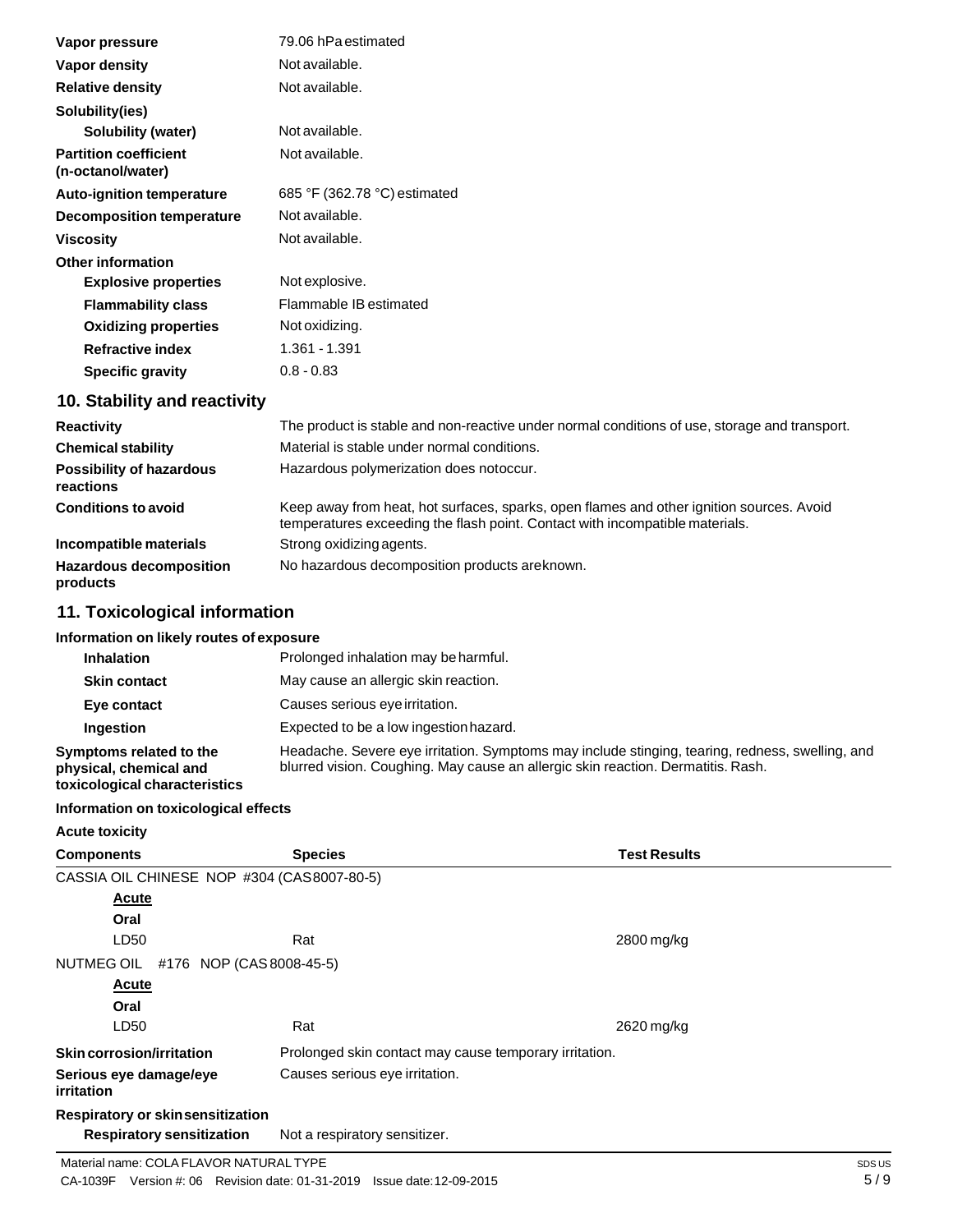| | |
|---|---|
| **Vapor pressure** | 79.06 hPa estimated |
| **Vapor density** | Not available. |
| **Relative density** | Not available. |
| **Solubility(ies)** | |
| **Solubility (water)** | Not available. |
| **Partition coefficient (n-octanol/water)** | Not available. |
| **Auto-ignition temperature** | 685 °F (362.78 °C) estimated |
| **Decomposition temperature** | Not available. |
| **Viscosity** | Not available. |
| **Other information** | |
| **Explosive properties** | Not explosive. |
| **Flammability class** | Flammable IB estimated |
| **Oxidizing properties** | Not oxidizing. |
| **Refractive index** | 1.361 - 1.391 |
| **Specific gravity** | 0.8 - 0.83 |

## 10. Stability and reactivity

| | |
|---|---|
| **Reactivity** | The product is stable and non-reactive under normal conditions of use, storage and transport. |
| **Chemical stability** | Material is stable under normal conditions. |
| **Possibility of hazardous reactions** | Hazardous polymerization does not occur. |
| **Conditions to avoid** | Keep away from heat, hot surfaces, sparks, open flames and other ignition sources. Avoid temperatures exceeding the flash point. Contact with incompatible materials. |
| **Incompatible materials** | Strong oxidizing agents. |
| **Hazardous decomposition products** | No hazardous decomposition products are known. |

## 11. Toxicological information

**Information on likely routes of exposure**

| | |
|---|---|
| **Inhalation** | Prolonged inhalation may be harmful. |
| **Skin contact** | May cause an allergic skin reaction. |
| **Eye contact** | Causes serious eye irritation. |
| **Ingestion** | Expected to be a low ingestion hazard. |
| **Symptoms related to the physical, chemical and toxicological characteristics** | Headache. Severe eye irritation. Symptoms may include stinging, tearing, redness, swelling, and blurred vision. Coughing. May cause an allergic skin reaction. Dermatitis. Rash. |

**Information on toxicological effects**

**Acute toxicity**

| Components | Species | Test Results |
|---|---|---|
| CASSIA OIL CHINESE NOP #304 (CAS 8007-80-5) | | |
| **Acute** | | |
| **Oral** | | |
| LD50 | Rat | 2800 mg/kg |
| NUTMEG OIL #176 NOP (CAS 8008-45-5) | | |
| **Acute** | | |
| **Oral** | | |
| LD50 | Rat | 2620 mg/kg |

| | |
|---|---|
| **Skin corrosion/irritation** | Prolonged skin contact may cause temporary irritation. |
| **Serious eye damage/eye irritation** | Causes serious eye irritation. |
| **Respiratory or skin sensitization** | |
| **Respiratory sensitization** | Not a respiratory sensitizer. |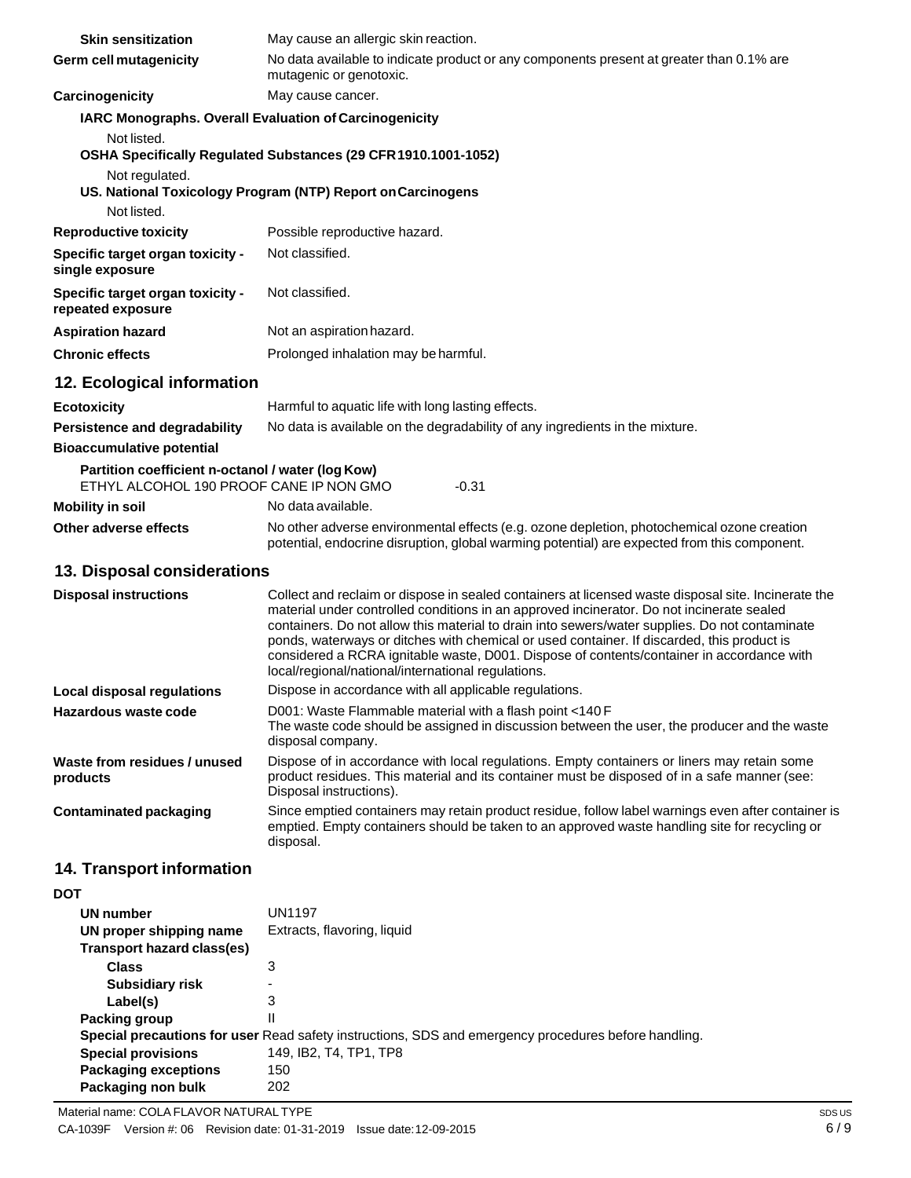**Skin sensitization** May cause an allergic skin reaction.

**Germ cell mutagenicity** No data available to indicate product or any components present at greater than 0.1% are mutagenic or genotoxic.

**Carcinogenicity** May cause cancer.

**IARC Monographs. Overall Evaluation of Carcinogenicity**

Not listed.

**OSHA Specifically Regulated Substances (29 CFR 1910.1001-1052)**

Not regulated.

**US. National Toxicology Program (NTP) Report on Carcinogens**

Not listed.

**Reproductive toxicity** Possible reproductive hazard.

**Specific target organ toxicity - single exposure** Not classified.

**Specific target organ toxicity - repeated exposure** Not classified.

**Aspiration hazard** Not an aspiration hazard.

**Chronic effects** Prolonged inhalation may be harmful.

## 12. Ecological information

**Ecotoxicity** Harmful to aquatic life with long lasting effects.

**Persistence and degradability** No data is available on the degradability of any ingredients in the mixture.

**Bioaccumulative potential**

**Partition coefficient n-octanol / water (log Kow)**

ETHYL ALCOHOL 190 PROOF CANE IP NON GMO -0.31

**Mobility in soil** No data available.

**Other adverse effects** No other adverse environmental effects (e.g. ozone depletion, photochemical ozone creation potential, endocrine disruption, global warming potential) are expected from this component.

## 13. Disposal considerations

**Disposal instructions** Collect and reclaim or dispose in sealed containers at licensed waste disposal site. Incinerate the material under controlled conditions in an approved incinerator. Do not incinerate sealed containers. Do not allow this material to drain into sewers/water supplies. Do not contaminate ponds, waterways or ditches with chemical or used container. If discarded, this product is considered a RCRA ignitable waste, D001. Dispose of contents/container in accordance with local/regional/national/international regulations.

**Local disposal regulations** Dispose in accordance with all applicable regulations.

**Hazardous waste code** D001: Waste Flammable material with a flash point <140 F
The waste code should be assigned in discussion between the user, the producer and the waste disposal company.

**Waste from residues / unused products** Dispose of in accordance with local regulations. Empty containers or liners may retain some product residues. This material and its container must be disposed of in a safe manner (see: Disposal instructions).

**Contaminated packaging** Since emptied containers may retain product residue, follow label warnings even after container is emptied. Empty containers should be taken to an approved waste handling site for recycling or disposal.

## 14. Transport information

**DOT**

| | |
|---|---|
| **UN number** | UN1197 |
| **UN proper shipping name** | Extracts, flavoring, liquid |
| **Transport hazard class(es)** | |
| **Class** | 3 |
| **Subsidiary risk** | - |
| **Label(s)** | 3 |
| **Packing group** | II |
| **Special precautions for user** | Read safety instructions, SDS and emergency procedures before handling. |
| **Special provisions** | 149, IB2, T4, TP1, TP8 |
| **Packaging exceptions** | 150 |
| **Packaging non bulk** | 202 |

Material name: COLA FLAVOR NATURAL TYPE
CA-1039F Version #: 06 Revision date: 01-31-2019 Issue date: 12-09-2015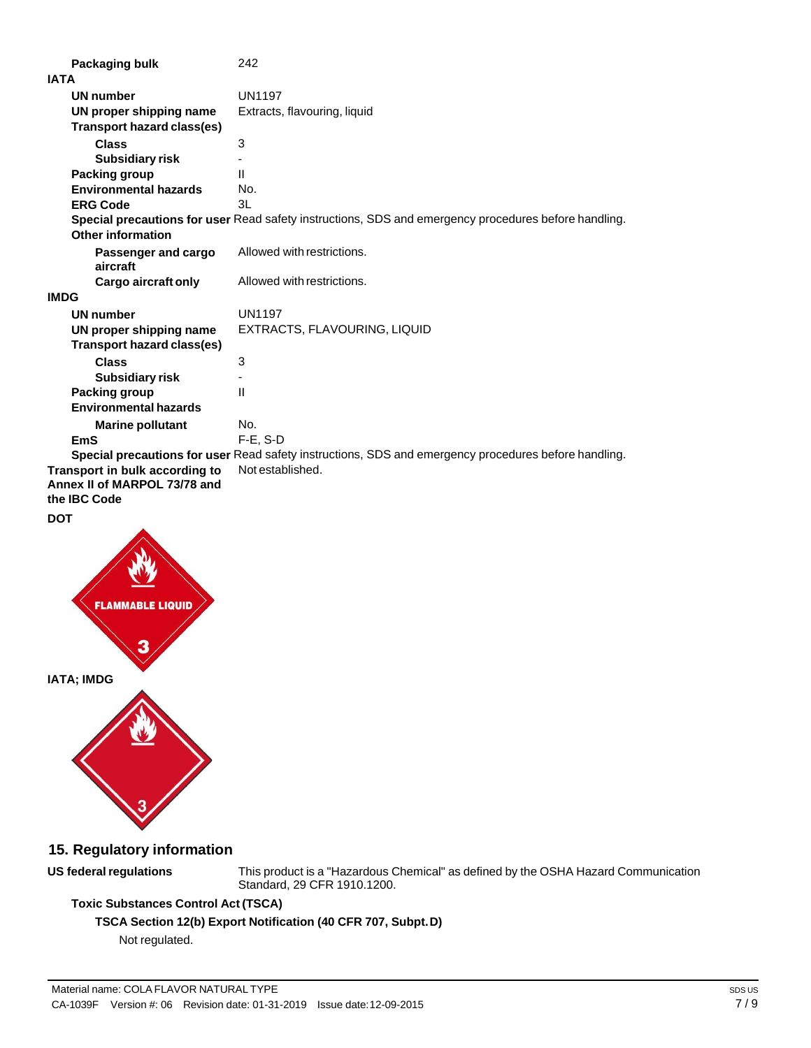**Packaging bulk** 242

**IATA**

| | |
|---|---|
| **UN number** | UN1197 |
| **UN proper shipping name** | Extracts, flavouring, liquid |
| **Transport hazard class(es)** | |
| **Class** | 3 |
| **Subsidiary risk** | - |
| **Packing group** | II |
| **Environmental hazards** | No. |
| **ERG Code** | 3L |
| **Special precautions for user** | Read safety instructions, SDS and emergency procedures before handling. |
| **Other information** | |
| **Passenger and cargo aircraft** | Allowed with restrictions. |
| **Cargo aircraft only** | Allowed with restrictions. |

**IMDG**

| | |
|---|---|
| **UN number** | UN1197 |
| **UN proper shipping name** | EXTRACTS, FLAVOURING, LIQUID |
| **Transport hazard class(es)** | |
| **Class** | 3 |
| **Subsidiary risk** | - |
| **Packing group** | II |
| **Environmental hazards** | |
| **Marine pollutant** | No. |
| **EmS** | F-E, S-D |
| **Special precautions for user** | Read safety instructions, SDS and emergency procedures before handling. |

**Transport in bulk according to Annex II of MARPOL 73/78 and the IBC Code** Not established.

**DOT**

FLAMMABLE LIQUID 3

**IATA; IMDG**

3

## 15. Regulatory information

**US federal regulations** This product is a "Hazardous Chemical" as defined by the OSHA Hazard Communication Standard, 29 CFR 1910.1200.

**Toxic Substances Control Act (TSCA)**

**TSCA Section 12(b) Export Notification (40 CFR 707, Subpt. D)**

Not regulated.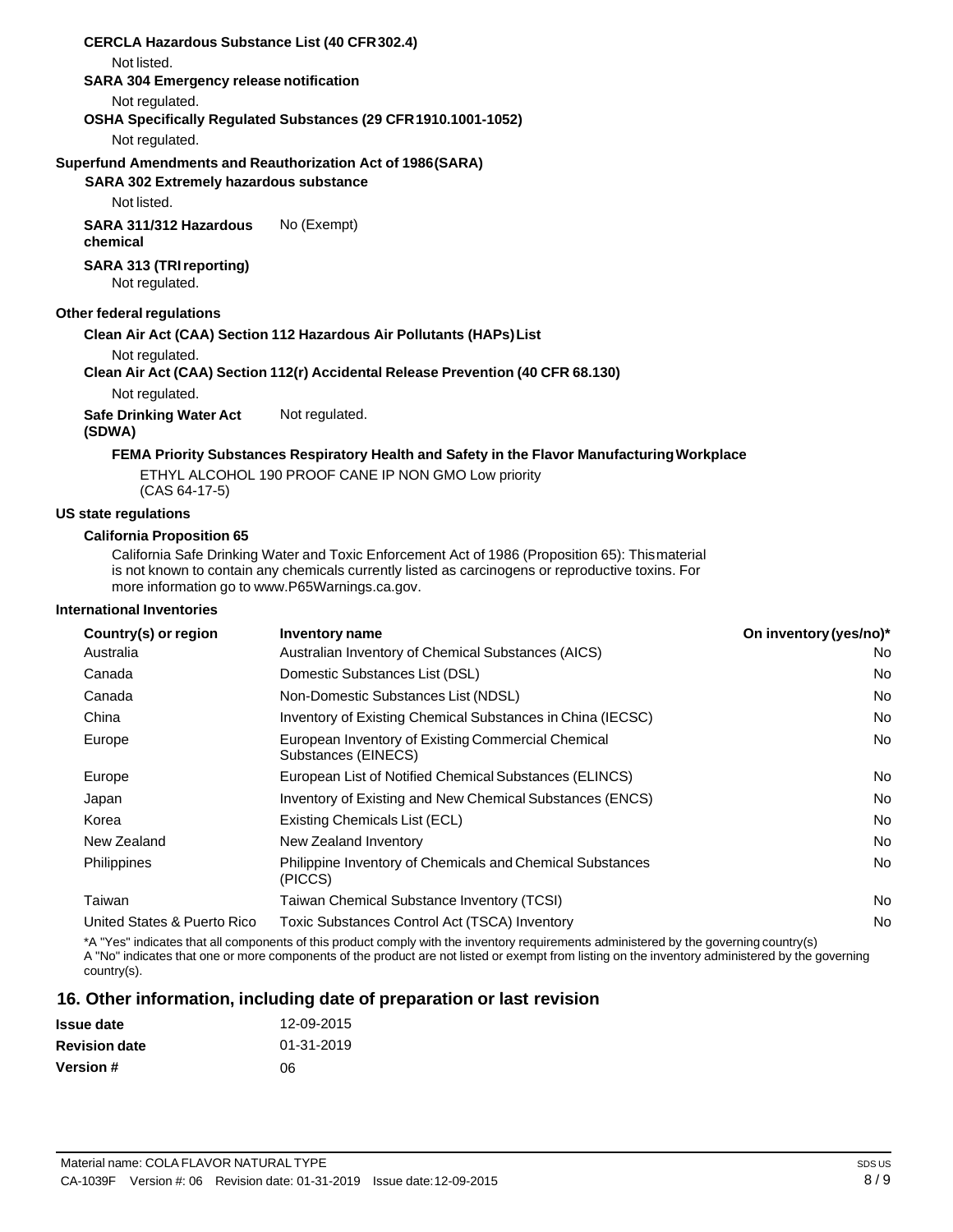**CERCLA Hazardous Substance List (40 CFR 302.4)**

Not listed.

**SARA 304 Emergency release notification**

Not regulated.

**OSHA Specifically Regulated Substances (29 CFR 1910.1001-1052)**

Not regulated.

**Superfund Amendments and Reauthorization Act of 1986 (SARA)**

**SARA 302 Extremely hazardous substance**

Not listed.

**SARA 311/312 Hazardous chemical** No (Exempt)

**SARA 313 (TRI reporting)**

Not regulated.

**Other federal regulations**

**Clean Air Act (CAA) Section 112 Hazardous Air Pollutants (HAPs) List**

Not regulated.

**Clean Air Act (CAA) Section 112(r) Accidental Release Prevention (40 CFR 68.130)**

Not regulated.

**Safe Drinking Water Act (SDWA)** Not regulated.

**FEMA Priority Substances Respiratory Health and Safety in the Flavor Manufacturing Workplace**

ETHYL ALCOHOL 190 PROOF CANE IP NON GMO Low priority (CAS 64-17-5)

**US state regulations**

**California Proposition 65**

California Safe Drinking Water and Toxic Enforcement Act of 1986 (Proposition 65): This material is not known to contain any chemicals currently listed as carcinogens or reproductive toxins. For more information go to www.P65Warnings.ca.gov.

**International Inventories**

| Country(s) or region | Inventory name | On inventory (yes/no)* |
|---|---|---|
| Australia | Australian Inventory of Chemical Substances (AICS) | No |
| Canada | Domestic Substances List (DSL) | No |
| Canada | Non-Domestic Substances List (NDSL) | No |
| China | Inventory of Existing Chemical Substances in China (IECSC) | No |
| Europe | European Inventory of Existing Commercial Chemical Substances (EINECS) | No |
| Europe | European List of Notified Chemical Substances (ELINCS) | No |
| Japan | Inventory of Existing and New Chemical Substances (ENCS) | No |
| Korea | Existing Chemicals List (ECL) | No |
| New Zealand | New Zealand Inventory | No |
| Philippines | Philippine Inventory of Chemicals and Chemical Substances (PICCS) | No |
| Taiwan | Taiwan Chemical Substance Inventory (TCSI) | No |
| United States & Puerto Rico | Toxic Substances Control Act (TSCA) Inventory | No |

*A "Yes" indicates that all components of this product comply with the inventory requirements administered by the governing country(s)
A "No" indicates that one or more components of the product are not listed or exempt from listing on the inventory administered by the governing country(s).

## 16. Other information, including date of preparation or last revision

**Issue date** 12-09-2015

**Revision date** 01-31-2019

**Version #** 06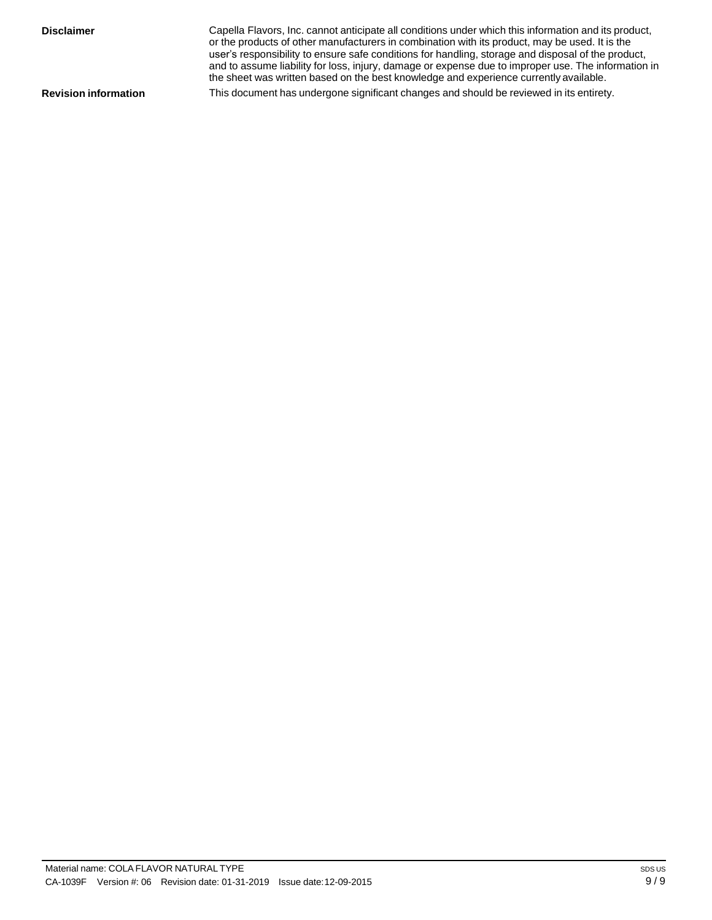**Disclaimer**

Capella Flavors, Inc. cannot anticipate all conditions under which this information and its product, or the products of other manufacturers in combination with its product, may be used. It is the user's responsibility to ensure safe conditions for handling, storage and disposal of the product, and to assume liability for loss, injury, damage or expense due to improper use. The information in the sheet was written based on the best knowledge and experience currently available.

**Revision information**

This document has undergone significant changes and should be reviewed in its entirety.